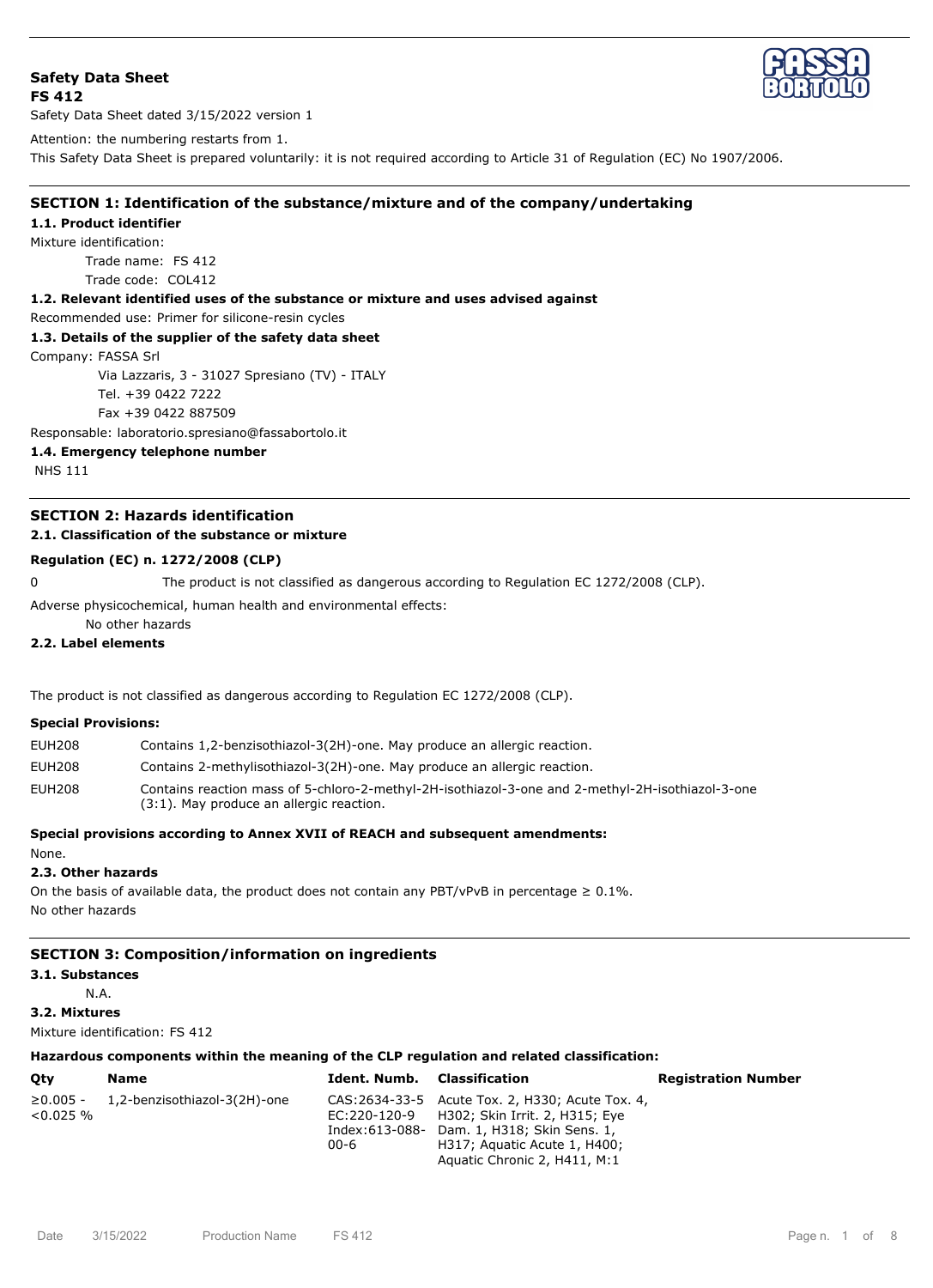**Safety Data Sheet**
**FS 412**

Safety Data Sheet dated 3/15/2022 version 1

Attention: the numbering restarts from 1.

This Safety Data Sheet is prepared voluntarily: it is not required according to Article 31 of Regulation (EC) No 1907/2006.

## SECTION 1: Identification of the substance/mixture and of the company/undertaking

### 1.1. Product identifier

Mixture identification:

Trade name: FS 412

Trade code: COL412

### 1.2. Relevant identified uses of the substance or mixture and uses advised against

Recommended use: Primer for silicone-resin cycles

### 1.3. Details of the supplier of the safety data sheet

Company: FASSA Srl

Via Lazzaris, 3 - 31027 Spresiano (TV) - ITALY

Tel. +39 0422 7222

Fax +39 0422 887509

Responsable: laboratorio.spresiano@fassabortolo.it

### 1.4. Emergency telephone number

NHS 111

## SECTION 2: Hazards identification

### 2.1. Classification of the substance or mixture

**Regulation (EC) n. 1272/2008 (CLP)**

0 The product is not classified as dangerous according to Regulation EC 1272/2008 (CLP).

Adverse physicochemical, human health and environmental effects:

No other hazards

### 2.2. Label elements

The product is not classified as dangerous according to Regulation EC 1272/2008 (CLP).

**Special Provisions:**

| | |
|---|---|
| EUH208 | Contains 1,2-benzisothiazol-3(2H)-one. May produce an allergic reaction. |
| EUH208 | Contains 2-methylisothiazol-3(2H)-one. May produce an allergic reaction. |
| EUH208 | Contains reaction mass of 5-chloro-2-methyl-2H-isothiazol-3-one and 2-methyl-2H-isothiazol-3-one (3:1). May produce an allergic reaction. |

**Special provisions according to Annex XVII of REACH and subsequent amendments:**

None.

### 2.3. Other hazards

On the basis of available data, the product does not contain any PBT/vPvB in percentage ≥ 0.1%.

No other hazards

## SECTION 3: Composition/information on ingredients

### 3.1. Substances

N.A.

### 3.2. Mixtures

Mixture identification: FS 412

**Hazardous components within the meaning of the CLP regulation and related classification:**

| Qty | Name | Ident. Numb. | Classification | Registration Number |
|---|---|---|---|---|
| ≥0.005 - <0.025 % | 1,2-benzisothiazol-3(2H)-one | CAS:2634-33-5 EC:220-120-9 Index:613-088-00-6 | Acute Tox. 2, H330; Acute Tox. 4, H302; Skin Irrit. 2, H315; Eye Dam. 1, H318; Skin Sens. 1, H317; Aquatic Acute 1, H400; Aquatic Chronic 2, H411, M:1 | |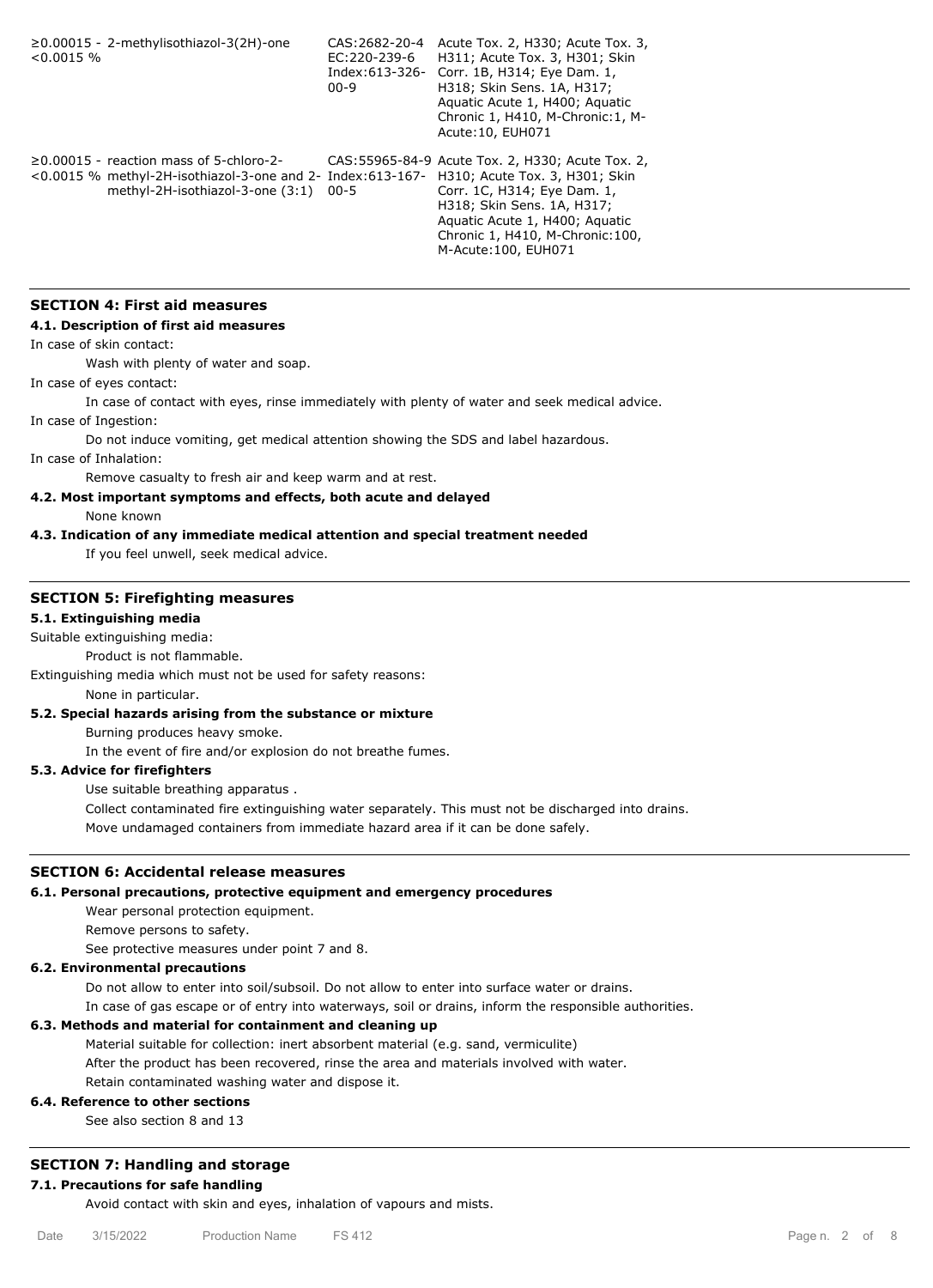| | | | |
|---|---|---|---|
| ≥0.00015 - <0.0015 % | 2-methylisothiazol-3(2H)-one | CAS:2682-20-4 EC:220-239-6 Index:613-326-00-9 | Acute Tox. 2, H330; Acute Tox. 3, H311; Acute Tox. 3, H301; Skin Corr. 1B, H314; Eye Dam. 1, H318; Skin Sens. 1A, H317; Aquatic Acute 1, H400; Aquatic Chronic 1, H410, M-Chronic:1, M-Acute:10, EUH071 |
| ≥0.00015 - <0.0015 % | reaction mass of 5-chloro-2-methyl-2H-isothiazol-3-one and 2-methyl-2H-isothiazol-3-one (3:1) | CAS:55965-84-9 Index:613-167-00-5 | Acute Tox. 2, H330; Acute Tox. 2, H310; Acute Tox. 3, H301; Skin Corr. 1C, H314; Eye Dam. 1, H318; Skin Sens. 1A, H317; Aquatic Acute 1, H400; Aquatic Chronic 1, H410, M-Chronic:100, M-Acute:100, EUH071 |

## SECTION 4: First aid measures

### 4.1. Description of first aid measures

In case of skin contact:

Wash with plenty of water and soap.

In case of eyes contact:

In case of contact with eyes, rinse immediately with plenty of water and seek medical advice.

In case of Ingestion:

Do not induce vomiting, get medical attention showing the SDS and label hazardous.

In case of Inhalation:

Remove casualty to fresh air and keep warm and at rest.

### 4.2. Most important symptoms and effects, both acute and delayed

None known

### 4.3. Indication of any immediate medical attention and special treatment needed

If you feel unwell, seek medical advice.

## SECTION 5: Firefighting measures

### 5.1. Extinguishing media

Suitable extinguishing media:

Product is not flammable.

Extinguishing media which must not be used for safety reasons:

None in particular.

### 5.2. Special hazards arising from the substance or mixture

Burning produces heavy smoke.

In the event of fire and/or explosion do not breathe fumes.

### 5.3. Advice for firefighters

Use suitable breathing apparatus .

Collect contaminated fire extinguishing water separately. This must not be discharged into drains.

Move undamaged containers from immediate hazard area if it can be done safely.

## SECTION 6: Accidental release measures

### 6.1. Personal precautions, protective equipment and emergency procedures

Wear personal protection equipment.

Remove persons to safety.

See protective measures under point 7 and 8.

### 6.2. Environmental precautions

Do not allow to enter into soil/subsoil. Do not allow to enter into surface water or drains.

In case of gas escape or of entry into waterways, soil or drains, inform the responsible authorities.

### 6.3. Methods and material for containment and cleaning up

Material suitable for collection: inert absorbent material (e.g. sand, vermiculite)

After the product has been recovered, rinse the area and materials involved with water.

Retain contaminated washing water and dispose it.

### 6.4. Reference to other sections

See also section 8 and 13

## SECTION 7: Handling and storage

### 7.1. Precautions for safe handling

Avoid contact with skin and eyes, inhalation of vapours and mists.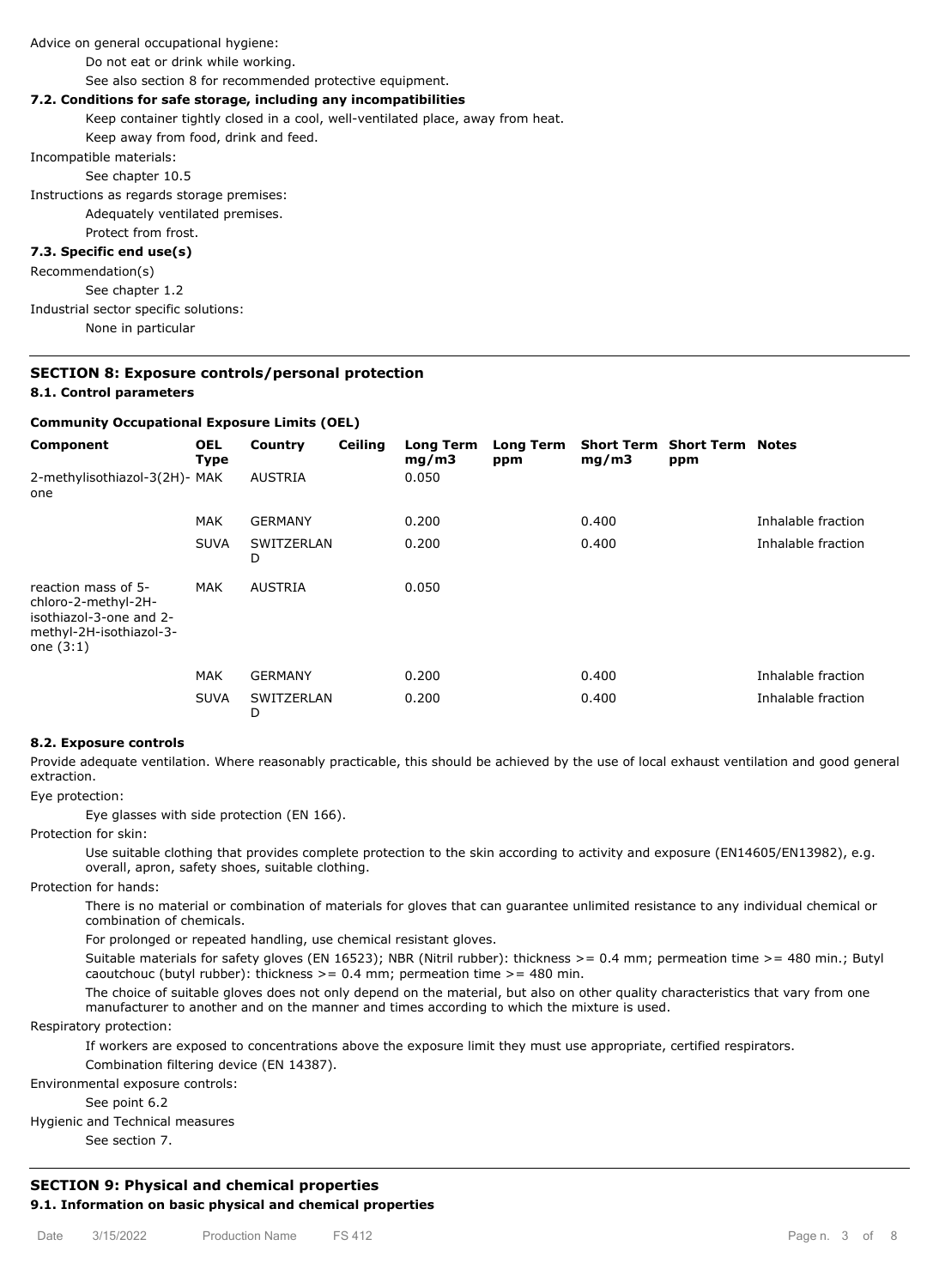Advice on general occupational hygiene:

Do not eat or drink while working.

See also section 8 for recommended protective equipment.

### 7.2. Conditions for safe storage, including any incompatibilities

Keep container tightly closed in a cool, well-ventilated place, away from heat.

Keep away from food, drink and feed.

Incompatible materials:

See chapter 10.5

Instructions as regards storage premises:

Adequately ventilated premises.

Protect from frost.

### 7.3. Specific end use(s)

Recommendation(s)

See chapter 1.2

Industrial sector specific solutions:

None in particular

## SECTION 8: Exposure controls/personal protection

### 8.1. Control parameters

**Community Occupational Exposure Limits (OEL)**

| Component | OEL Type | Country | Ceiling | Long Term mg/m3 | Long Term ppm | Short Term mg/m3 | Short Term ppm | Notes |
|---|---|---|---|---|---|---|---|---|
| 2-methylisothiazol-3(2H)-one | MAK | AUSTRIA | | 0.050 | | | | |
| | MAK | GERMANY | | 0.200 | | 0.400 | | Inhalable fraction |
| | SUVA | SWITZERLAND | | 0.200 | | 0.400 | | Inhalable fraction |
| reaction mass of 5-chloro-2-methyl-2H-isothiazol-3-one and 2-methyl-2H-isothiazol-3-one (3:1) | MAK | AUSTRIA | | 0.050 | | | | |
| | MAK | GERMANY | | 0.200 | | 0.400 | | Inhalable fraction |
| | SUVA | SWITZERLAND | | 0.200 | | 0.400 | | Inhalable fraction |

### 8.2. Exposure controls

Provide adequate ventilation. Where reasonably practicable, this should be achieved by the use of local exhaust ventilation and good general extraction.

Eye protection:

Eye glasses with side protection (EN 166).

Protection for skin:

Use suitable clothing that provides complete protection to the skin according to activity and exposure (EN14605/EN13982), e.g. overall, apron, safety shoes, suitable clothing.

Protection for hands:

There is no material or combination of materials for gloves that can guarantee unlimited resistance to any individual chemical or combination of chemicals.

For prolonged or repeated handling, use chemical resistant gloves.

Suitable materials for safety gloves (EN 16523); NBR (Nitril rubber): thickness >= 0.4 mm; permeation time >= 480 min.; Butyl caoutchouc (butyl rubber): thickness >= 0.4 mm; permeation time >= 480 min.

The choice of suitable gloves does not only depend on the material, but also on other quality characteristics that vary from one manufacturer to another and on the manner and times according to which the mixture is used.

Respiratory protection:

If workers are exposed to concentrations above the exposure limit they must use appropriate, certified respirators.

Combination filtering device (EN 14387).

Environmental exposure controls:

See point 6.2

Hygienic and Technical measures

See section 7.

## SECTION 9: Physical and chemical properties

### 9.1. Information on basic physical and chemical properties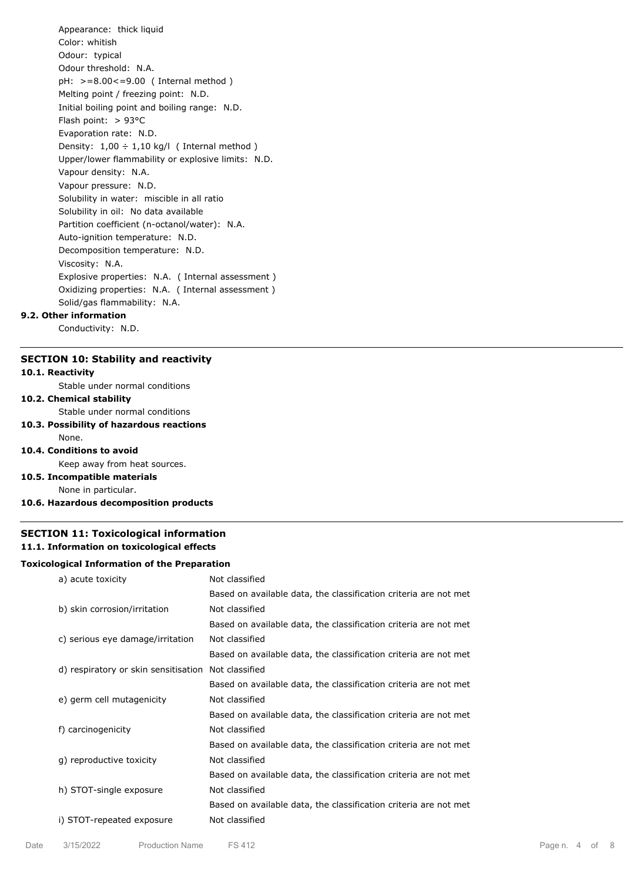Appearance: thick liquid
Color: whitish
Odour: typical
Odour threshold: N.A.
pH: >=8.00<=9.00 ( Internal method )
Melting point / freezing point: N.D.
Initial boiling point and boiling range: N.D.
Flash point: > 93°C
Evaporation rate: N.D.
Density: 1,00 ÷ 1,10 kg/l ( Internal method )
Upper/lower flammability or explosive limits: N.D.
Vapour density: N.A.
Vapour pressure: N.D.
Solubility in water: miscible in all ratio
Solubility in oil: No data available
Partition coefficient (n-octanol/water): N.A.
Auto-ignition temperature: N.D.
Decomposition temperature: N.D.
Viscosity: N.A.
Explosive properties: N.A. ( Internal assessment )
Oxidizing properties: N.A. ( Internal assessment )
Solid/gas flammability: N.A.

**9.2. Other information**

Conductivity: N.D.

## SECTION 10: Stability and reactivity

**10.1. Reactivity**

Stable under normal conditions

**10.2. Chemical stability**

Stable under normal conditions

**10.3. Possibility of hazardous reactions**

None.

**10.4. Conditions to avoid**

Keep away from heat sources.

**10.5. Incompatible materials**

None in particular.

**10.6. Hazardous decomposition products**

## SECTION 11: Toxicological information

**11.1. Information on toxicological effects**

**Toxicological Information of the Preparation**

| | |
|---|---|
| a) acute toxicity | Not classified |
| | Based on available data, the classification criteria are not met |
| b) skin corrosion/irritation | Not classified |
| | Based on available data, the classification criteria are not met |
| c) serious eye damage/irritation | Not classified |
| | Based on available data, the classification criteria are not met |
| d) respiratory or skin sensitisation | Not classified |
| | Based on available data, the classification criteria are not met |
| e) germ cell mutagenicity | Not classified |
| | Based on available data, the classification criteria are not met |
| f) carcinogenicity | Not classified |
| | Based on available data, the classification criteria are not met |
| g) reproductive toxicity | Not classified |
| | Based on available data, the classification criteria are not met |
| h) STOT-single exposure | Not classified |
| | Based on available data, the classification criteria are not met |
| i) STOT-repeated exposure | Not classified |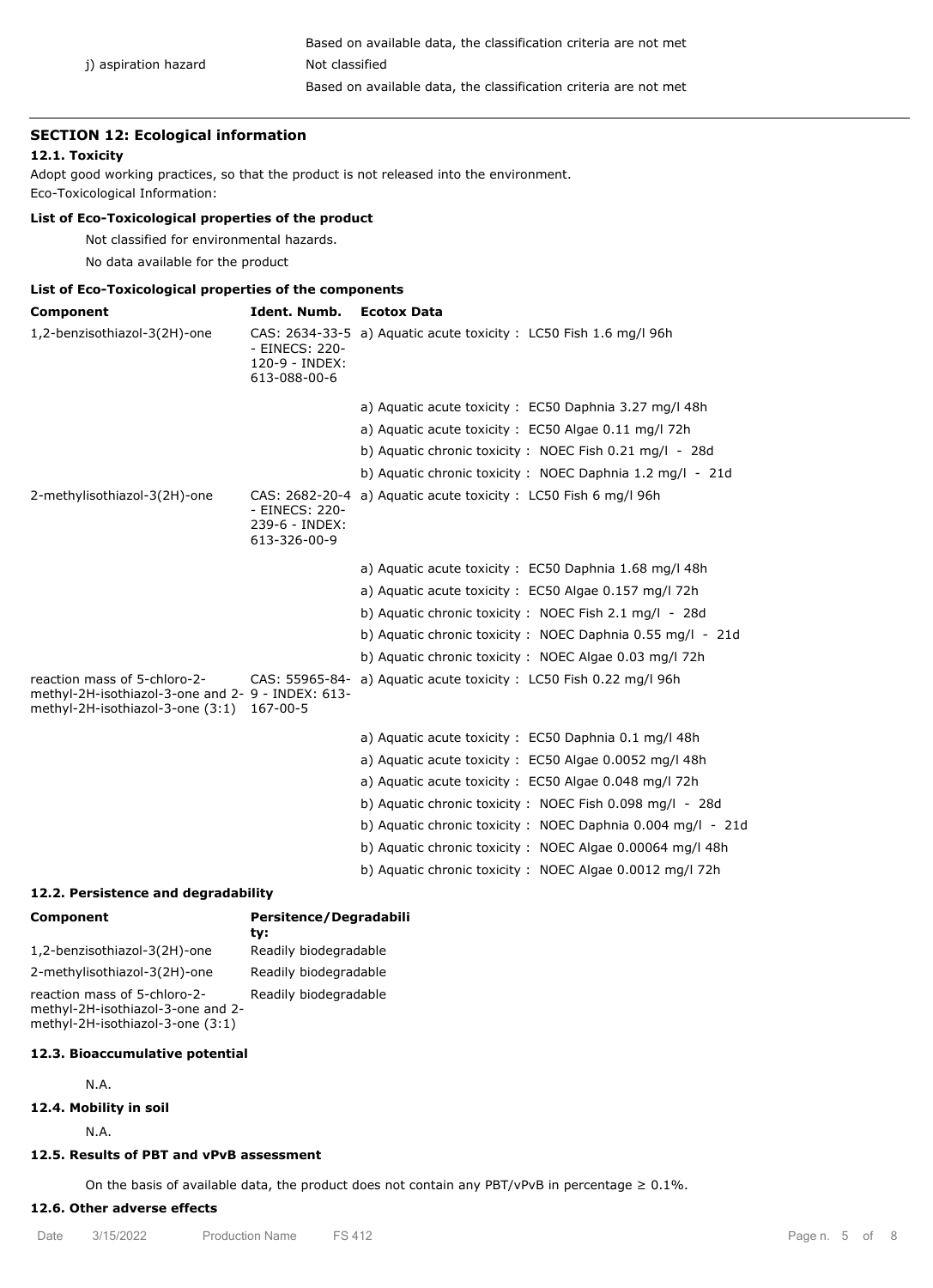Based on available data, the classification criteria are not met

j) aspiration hazard — Not classified

Based on available data, the classification criteria are not met

## SECTION 12: Ecological information

### 12.1. Toxicity

Adopt good working practices, so that the product is not released into the environment.

Eco-Toxicological Information:

**List of Eco-Toxicological properties of the product**

Not classified for environmental hazards.

No data available for the product

**List of Eco-Toxicological properties of the components**

| Component | Ident. Numb. | Ecotox Data |
|---|---|---|
| 1,2-benzisothiazol-3(2H)-one | CAS: 2634-33-5 - EINECS: 220-120-9 - INDEX: 613-088-00-6 | a) Aquatic acute toxicity : LC50 Fish 1.6 mg/l 96h |
| | | a) Aquatic acute toxicity : EC50 Daphnia 3.27 mg/l 48h |
| | | a) Aquatic acute toxicity : EC50 Algae 0.11 mg/l 72h |
| | | b) Aquatic chronic toxicity : NOEC Fish 0.21 mg/l - 28d |
| | | b) Aquatic chronic toxicity : NOEC Daphnia 1.2 mg/l - 21d |
| 2-methylisothiazol-3(2H)-one | CAS: 2682-20-4 - EINECS: 220-239-6 - INDEX: 613-326-00-9 | a) Aquatic acute toxicity : LC50 Fish 6 mg/l 96h |
| | | a) Aquatic acute toxicity : EC50 Daphnia 1.68 mg/l 48h |
| | | a) Aquatic acute toxicity : EC50 Algae 0.157 mg/l 72h |
| | | b) Aquatic chronic toxicity : NOEC Fish 2.1 mg/l - 28d |
| | | b) Aquatic chronic toxicity : NOEC Daphnia 0.55 mg/l - 21d |
| | | b) Aquatic chronic toxicity : NOEC Algae 0.03 mg/l 72h |
| reaction mass of 5-chloro-2-methyl-2H-isothiazol-3-one and 2-methyl-2H-isothiazol-3-one (3:1) | CAS: 55965-84-9 - INDEX: 613-167-00-5 | a) Aquatic acute toxicity : LC50 Fish 0.22 mg/l 96h |
| | | a) Aquatic acute toxicity : EC50 Daphnia 0.1 mg/l 48h |
| | | a) Aquatic acute toxicity : EC50 Algae 0.0052 mg/l 48h |
| | | a) Aquatic acute toxicity : EC50 Algae 0.048 mg/l 72h |
| | | b) Aquatic chronic toxicity : NOEC Fish 0.098 mg/l - 28d |
| | | b) Aquatic chronic toxicity : NOEC Daphnia 0.004 mg/l - 21d |
| | | b) Aquatic chronic toxicity : NOEC Algae 0.00064 mg/l 48h |
| | | b) Aquatic chronic toxicity : NOEC Algae 0.0012 mg/l 72h |

### 12.2. Persistence and degradability

| Component | Persitence/Degradability: |
|---|---|
| 1,2-benzisothiazol-3(2H)-one | Readily biodegradable |
| 2-methylisothiazol-3(2H)-one | Readily biodegradable |
| reaction mass of 5-chloro-2-methyl-2H-isothiazol-3-one and 2-methyl-2H-isothiazol-3-one (3:1) | Readily biodegradable |

### 12.3. Bioaccumulative potential

N.A.

### 12.4. Mobility in soil

N.A.

### 12.5. Results of PBT and vPvB assessment

On the basis of available data, the product does not contain any PBT/vPvB in percentage ≥ 0.1%.

### 12.6. Other adverse effects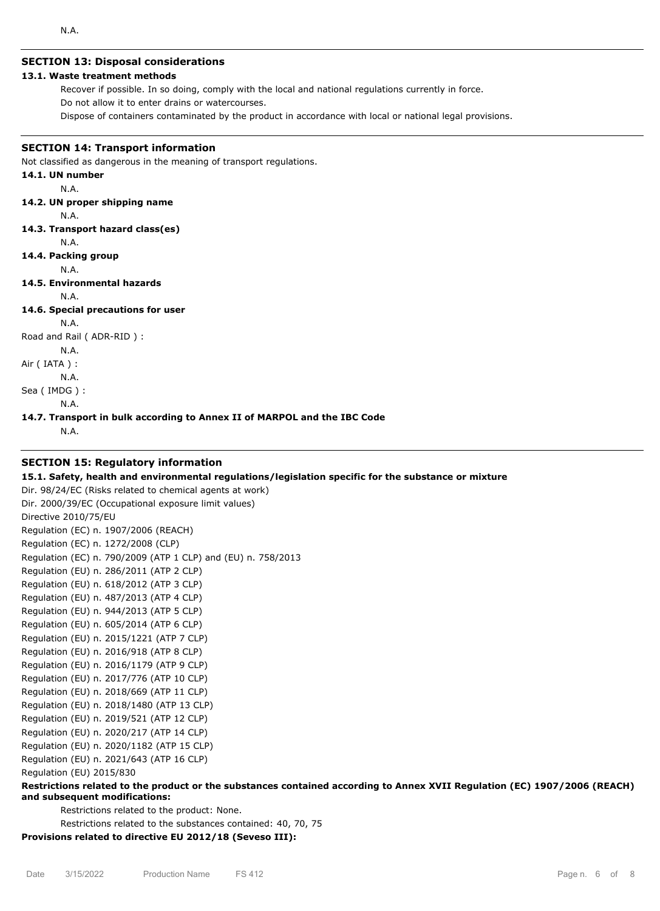N.A.

## SECTION 13: Disposal considerations

### 13.1. Waste treatment methods

Recover if possible. In so doing, comply with the local and national regulations currently in force.

Do not allow it to enter drains or watercourses.

Dispose of containers contaminated by the product in accordance with local or national legal provisions.

## SECTION 14: Transport information

Not classified as dangerous in the meaning of transport regulations.

### 14.1. UN number

N.A.

### 14.2. UN proper shipping name

N.A.

### 14.3. Transport hazard class(es)

N.A.

### 14.4. Packing group

N.A.

### 14.5. Environmental hazards

N.A.

### 14.6. Special precautions for user

N.A.

Road and Rail ( ADR-RID ) :

N.A.

Air ( IATA ) :

N.A.

Sea ( IMDG ) :

N.A.

### 14.7. Transport in bulk according to Annex II of MARPOL and the IBC Code

N.A.

## SECTION 15: Regulatory information

### 15.1. Safety, health and environmental regulations/legislation specific for the substance or mixture

Dir. 98/24/EC (Risks related to chemical agents at work)
Dir. 2000/39/EC (Occupational exposure limit values)
Directive 2010/75/EU
Regulation (EC) n. 1907/2006 (REACH)
Regulation (EC) n. 1272/2008 (CLP)
Regulation (EC) n. 790/2009 (ATP 1 CLP) and (EU) n. 758/2013
Regulation (EU) n. 286/2011 (ATP 2 CLP)
Regulation (EU) n. 618/2012 (ATP 3 CLP)
Regulation (EU) n. 487/2013 (ATP 4 CLP)
Regulation (EU) n. 944/2013 (ATP 5 CLP)
Regulation (EU) n. 605/2014 (ATP 6 CLP)
Regulation (EU) n. 2015/1221 (ATP 7 CLP)
Regulation (EU) n. 2016/918 (ATP 8 CLP)
Regulation (EU) n. 2016/1179 (ATP 9 CLP)
Regulation (EU) n. 2017/776 (ATP 10 CLP)
Regulation (EU) n. 2018/669 (ATP 11 CLP)
Regulation (EU) n. 2018/1480 (ATP 13 CLP)
Regulation (EU) n. 2019/521 (ATP 12 CLP)
Regulation (EU) n. 2020/217 (ATP 14 CLP)
Regulation (EU) n. 2020/1182 (ATP 15 CLP)
Regulation (EU) n. 2021/643 (ATP 16 CLP)
Regulation (EU) 2015/830

**Restrictions related to the product or the substances contained according to Annex XVII Regulation (EC) 1907/2006 (REACH) and subsequent modifications:**

Restrictions related to the product: None.

Restrictions related to the substances contained: 40, 70, 75

**Provisions related to directive EU 2012/18 (Seveso III):**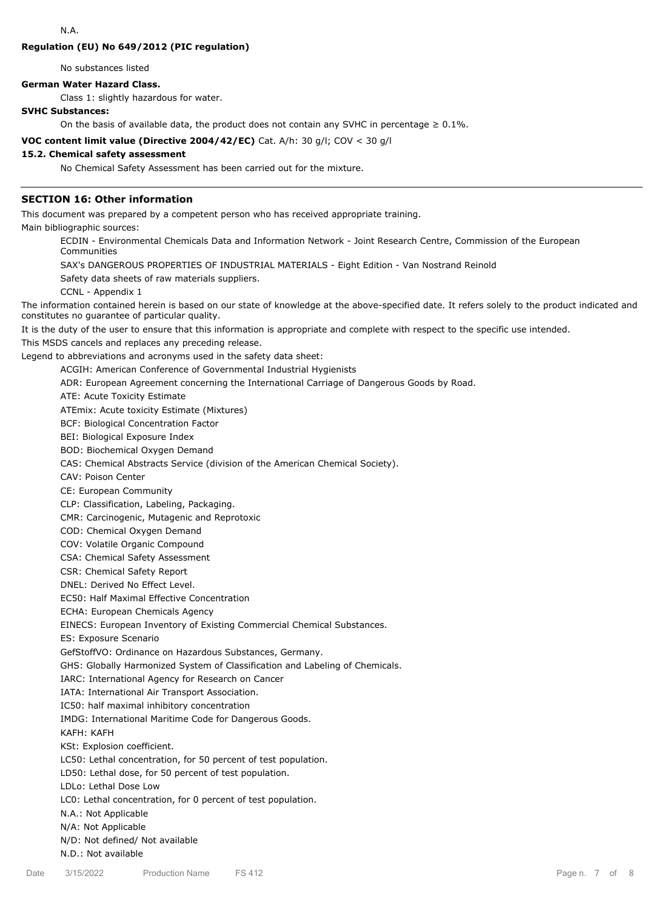N.A.

**Regulation (EU) No 649/2012 (PIC regulation)**

No substances listed

**German Water Hazard Class.**

Class 1: slightly hazardous for water.

**SVHC Substances:**

On the basis of available data, the product does not contain any SVHC in percentage ≥ 0.1%.

**VOC content limit value (Directive 2004/42/EC)** Cat. A/h: 30 g/l; COV < 30 g/l

### 15.2. Chemical safety assessment

No Chemical Safety Assessment has been carried out for the mixture.

## SECTION 16: Other information

This document was prepared by a competent person who has received appropriate training.

Main bibliographic sources:

ECDIN - Environmental Chemicals Data and Information Network - Joint Research Centre, Commission of the European Communities

SAX's DANGEROUS PROPERTIES OF INDUSTRIAL MATERIALS - Eight Edition - Van Nostrand Reinold

Safety data sheets of raw materials suppliers.

CCNL - Appendix 1

The information contained herein is based on our state of knowledge at the above-specified date. It refers solely to the product indicated and constitutes no guarantee of particular quality.

It is the duty of the user to ensure that this information is appropriate and complete with respect to the specific use intended.

This MSDS cancels and replaces any preceding release.

Legend to abbreviations and acronyms used in the safety data sheet:

ACGIH: American Conference of Governmental Industrial Hygienists

ADR: European Agreement concerning the International Carriage of Dangerous Goods by Road.

ATE: Acute Toxicity Estimate

ATEmix: Acute toxicity Estimate (Mixtures)

BCF: Biological Concentration Factor

BEI: Biological Exposure Index

BOD: Biochemical Oxygen Demand

CAS: Chemical Abstracts Service (division of the American Chemical Society).

CAV: Poison Center

CE: European Community

CLP: Classification, Labeling, Packaging.

CMR: Carcinogenic, Mutagenic and Reprotoxic

COD: Chemical Oxygen Demand

COV: Volatile Organic Compound

CSA: Chemical Safety Assessment

CSR: Chemical Safety Report

DNEL: Derived No Effect Level.

EC50: Half Maximal Effective Concentration

ECHA: European Chemicals Agency

EINECS: European Inventory of Existing Commercial Chemical Substances.

ES: Exposure Scenario

GefStoffVO: Ordinance on Hazardous Substances, Germany.

GHS: Globally Harmonized System of Classification and Labeling of Chemicals.

IARC: International Agency for Research on Cancer

IATA: International Air Transport Association.

IC50: half maximal inhibitory concentration

IMDG: International Maritime Code for Dangerous Goods.

KAFH: KAFH

KSt: Explosion coefficient.

LC50: Lethal concentration, for 50 percent of test population.

LD50: Lethal dose, for 50 percent of test population.

LDLo: Lethal Dose Low

LC0: Lethal concentration, for 0 percent of test population.

N.A.: Not Applicable

N/A: Not Applicable

N/D: Not defined/ Not available

N.D.: Not available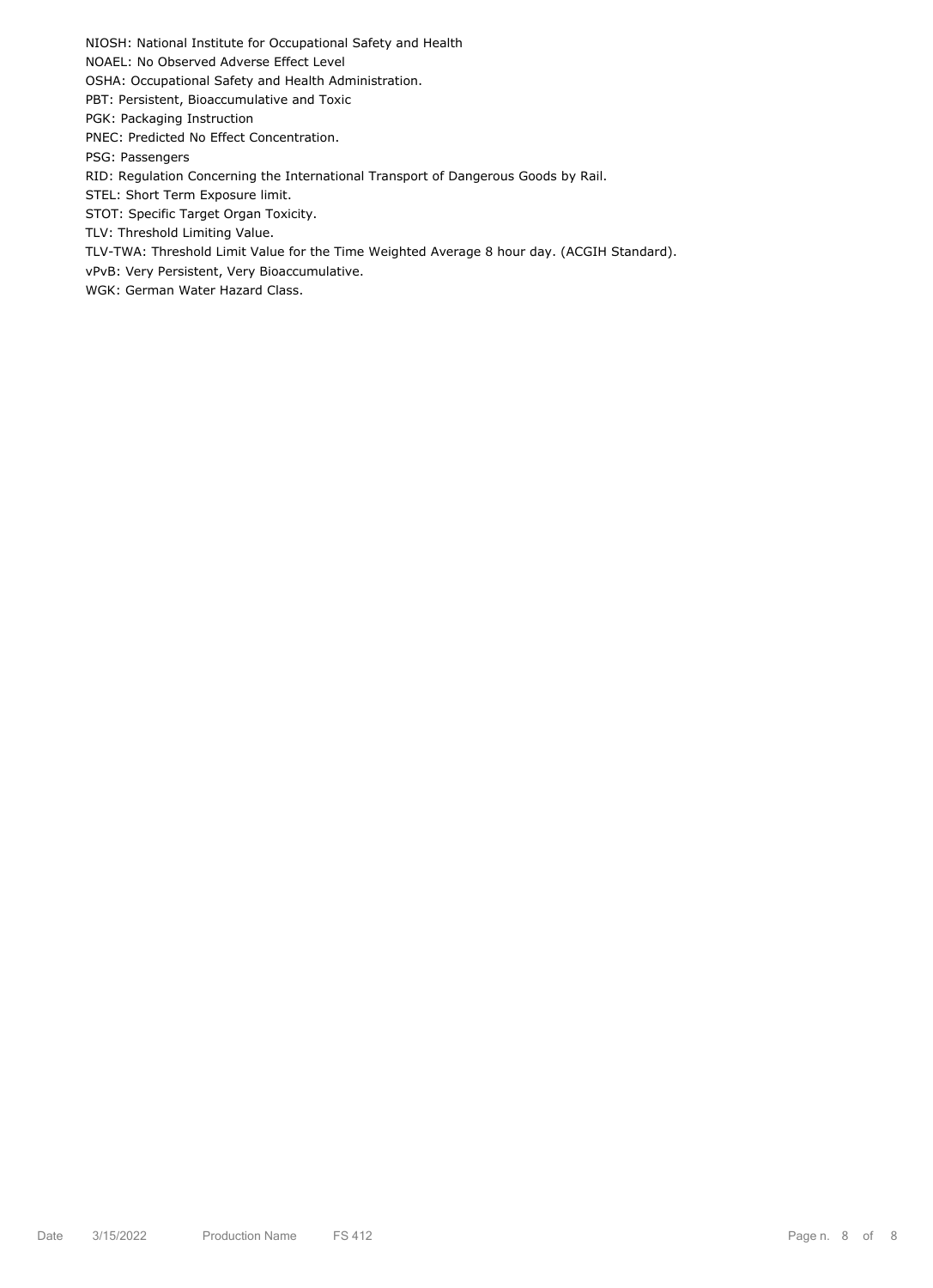NIOSH: National Institute for Occupational Safety and Health

NOAEL: No Observed Adverse Effect Level

OSHA: Occupational Safety and Health Administration.

PBT: Persistent, Bioaccumulative and Toxic

PGK: Packaging Instruction

PNEC: Predicted No Effect Concentration.

PSG: Passengers

RID: Regulation Concerning the International Transport of Dangerous Goods by Rail.

STEL: Short Term Exposure limit.

STOT: Specific Target Organ Toxicity.

TLV: Threshold Limiting Value.

TLV-TWA: Threshold Limit Value for the Time Weighted Average 8 hour day. (ACGIH Standard).

vPvB: Very Persistent, Very Bioaccumulative.

WGK: German Water Hazard Class.